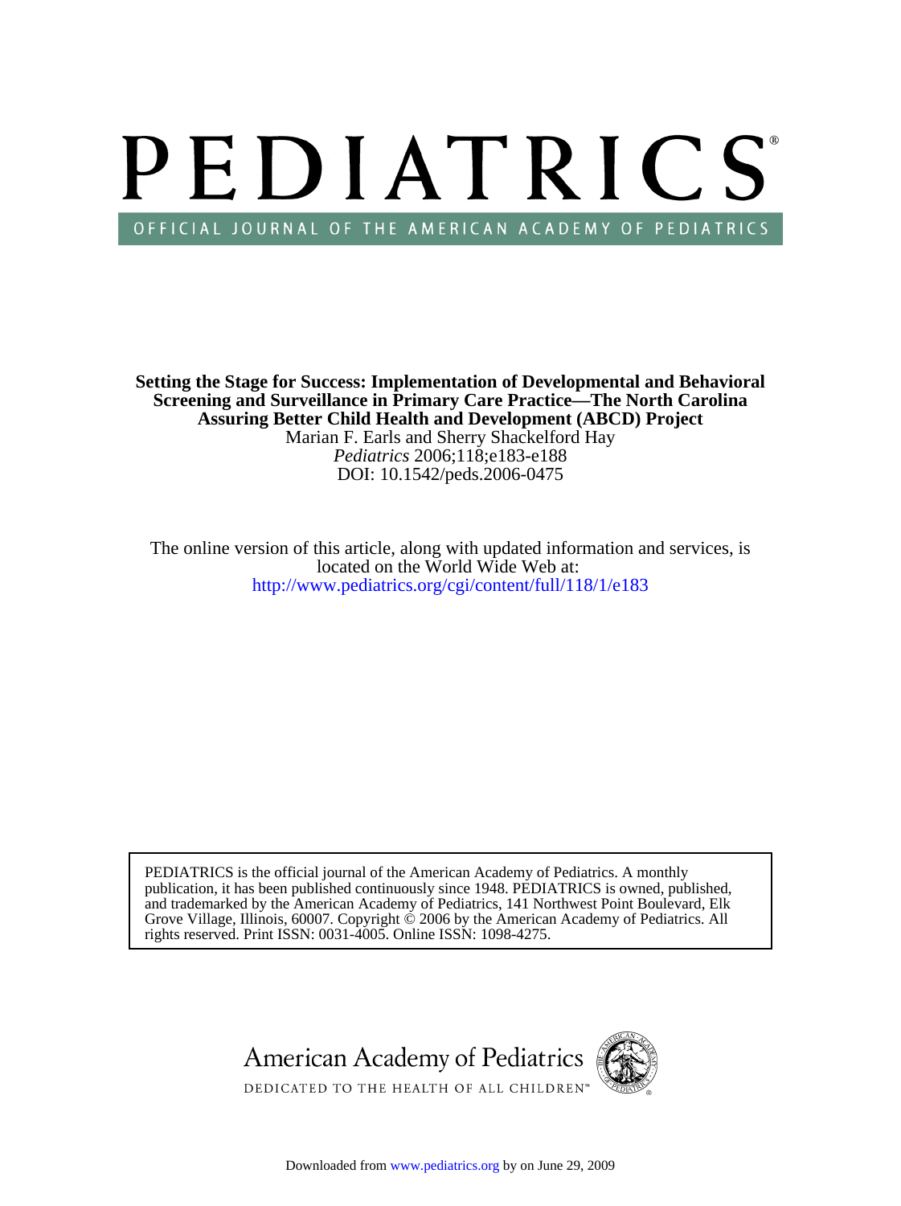# PEDIATRICS®

OFFICIAL JOURNAL OF THE AMERICAN ACADEMY OF PEDIATRICS

**Setting the Stage for Success: Implementation of Developmental and Behavioral Screening and Surveillance in Primary Care Practice—The North Carolina Assuring Better Child Health and Development (ABCD) Project**

Marian F. Earls and Sherry Shackelford Hay

*Pediatrics* 2006;118;e183-e188

DOI: 10.1542/peds.2006-0475

The online version of this article, along with updated information and services, is located on the World Wide Web at:

http://www.pediatrics.org/cgi/content/full/118/1/e183

PEDIATRICS is the official journal of the American Academy of Pediatrics. A monthly publication, it has been published continuously since 1948. PEDIATRICS is owned, published, and trademarked by the American Academy of Pediatrics, 141 Northwest Point Boulevard, Elk Grove Village, Illinois, 60007. Copyright © 2006 by the American Academy of Pediatrics. All rights reserved. Print ISSN: 0031-4005. Online ISSN: 1098-4275.

American Academy of Pediatrics

DEDICATED TO THE HEALTH OF ALL CHILDREN™

Downloaded from www.pediatrics.org by on June 29, 2009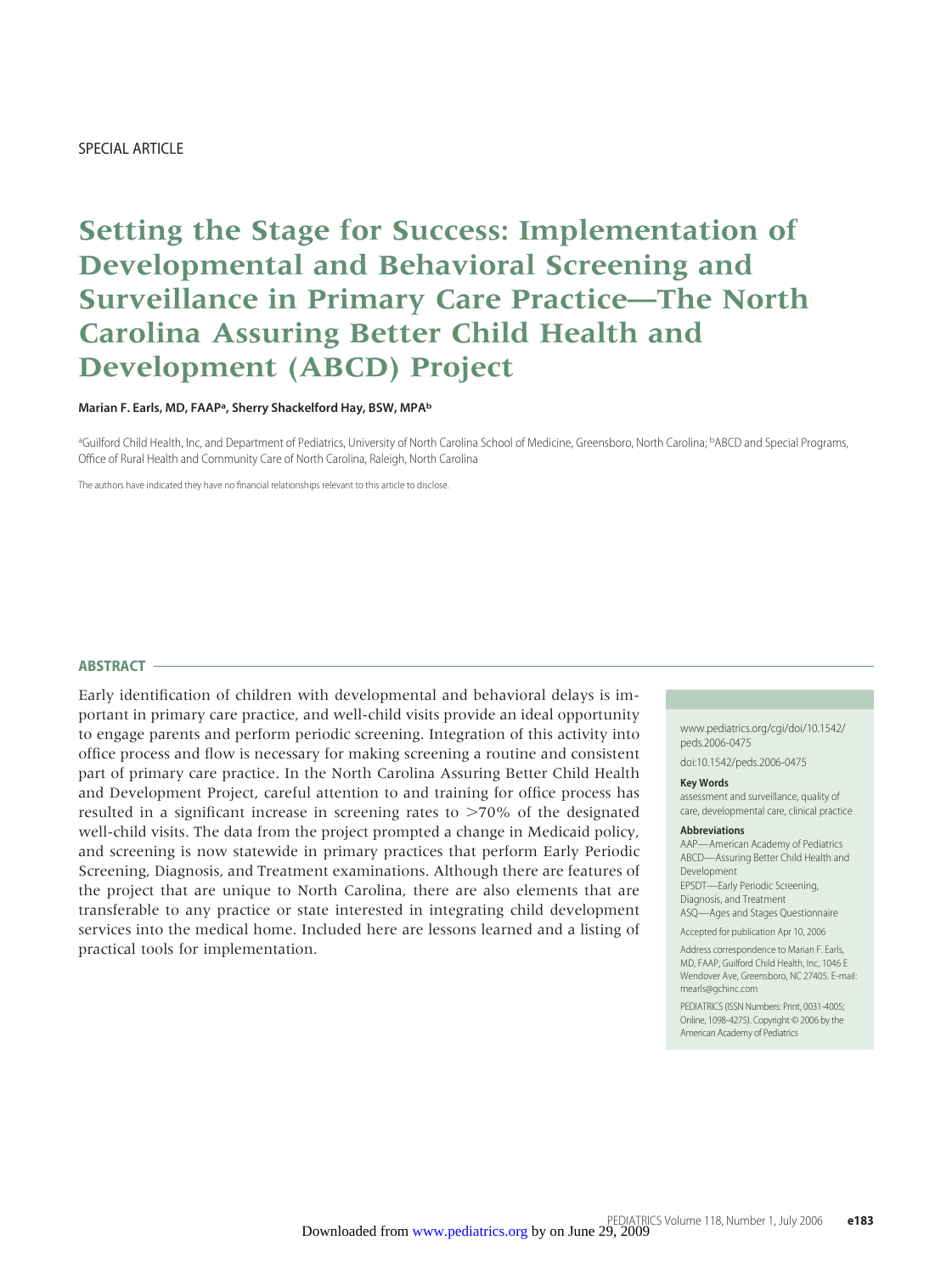SPECIAL ARTICLE

# Setting the Stage for Success: Implementation of Developmental and Behavioral Screening and Surveillance in Primary Care Practice—The North Carolina Assuring Better Child Health and Development (ABCD) Project

**Marian F. Earls, MD, FAAP[a], Sherry Shackelford Hay, BSW, MPA[b]**

[a]Guilford Child Health, Inc, and Department of Pediatrics, University of North Carolina School of Medicine, Greensboro, North Carolina; [b]ABCD and Special Programs, Office of Rural Health and Community Care of North Carolina, Raleigh, North Carolina

The authors have indicated they have no financial relationships relevant to this article to disclose.

## ABSTRACT

Early identification of children with developmental and behavioral delays is important in primary care practice, and well-child visits provide an ideal opportunity to engage parents and perform periodic screening. Integration of this activity into office process and flow is necessary for making screening a routine and consistent part of primary care practice. In the North Carolina Assuring Better Child Health and Development Project, careful attention to and training for office process has resulted in a significant increase in screening rates to >70% of the designated well-child visits. The data from the project prompted a change in Medicaid policy, and screening is now statewide in primary practices that perform Early Periodic Screening, Diagnosis, and Treatment examinations. Although there are features of the project that are unique to North Carolina, there are also elements that are transferable to any practice or state interested in integrating child development services into the medical home. Included here are lessons learned and a listing of practical tools for implementation.

www.pediatrics.org/cgi/doi/10.1542/peds.2006-0475

doi:10.1542/peds.2006-0475

**Key Words**

assessment and surveillance, quality of care, developmental care, clinical practice

**Abbreviations**

AAP—American Academy of Pediatrics
ABCD—Assuring Better Child Health and Development
EPSDT—Early Periodic Screening, Diagnosis, and Treatment
ASQ—Ages and Stages Questionnaire

Accepted for publication Apr 10, 2006

Address correspondence to Marian F. Earls, MD, FAAP, Guilford Child Health, Inc, 1046 E Wendover Ave, Greensboro, NC 27405. E-mail: mearls@gchinc.com

PEDIATRICS (ISSN Numbers: Print, 0031-4005; Online, 1098-4275). Copyright © 2006 by the American Academy of Pediatrics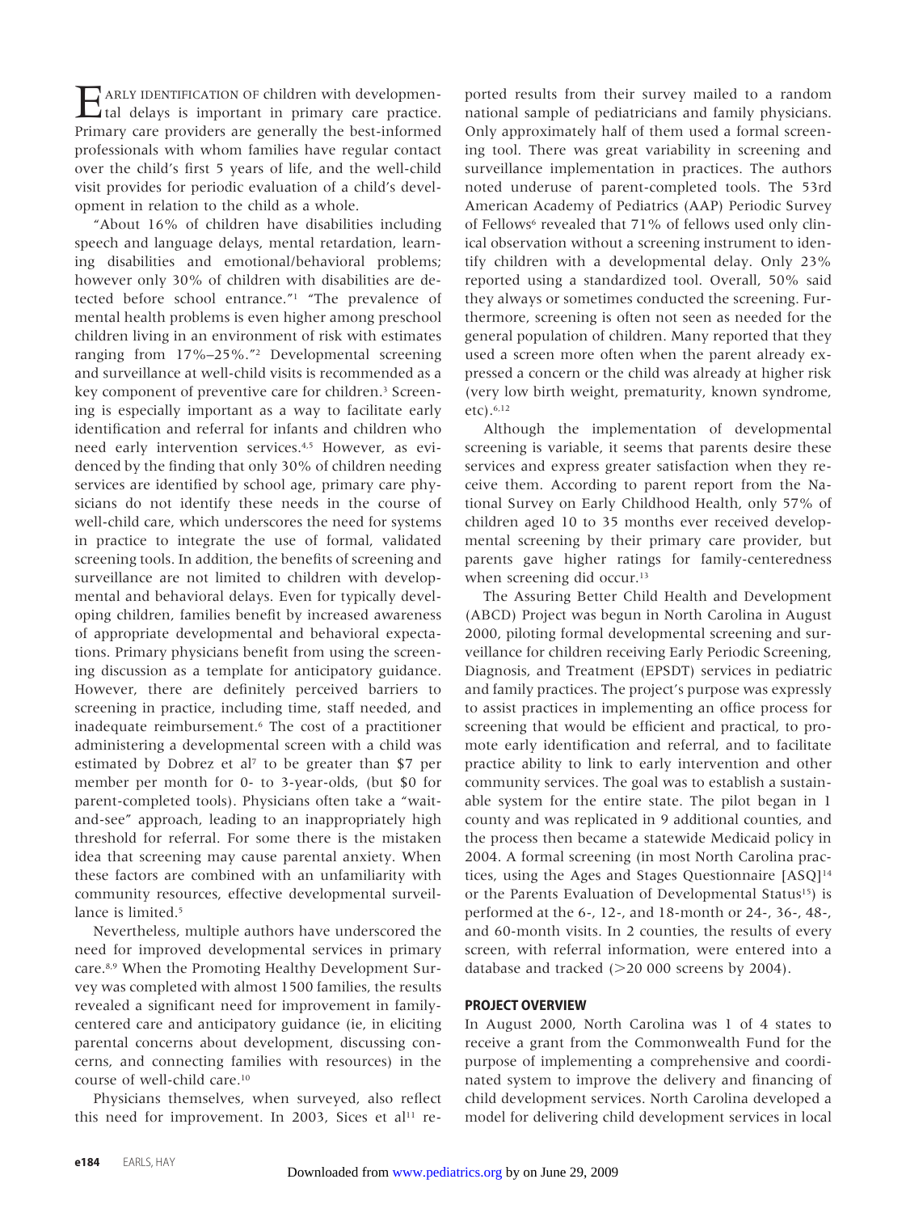EARLY IDENTIFICATION OF children with developmental delays is important in primary care practice. Primary care providers are generally the best-informed professionals with whom families have regular contact over the child's first 5 years of life, and the well-child visit provides for periodic evaluation of a child's development in relation to the child as a whole.

"About 16% of children have disabilities including speech and language delays, mental retardation, learning disabilities and emotional/behavioral problems; however only 30% of children with disabilities are detected before school entrance."[1] "The prevalence of mental health problems is even higher among preschool children living in an environment of risk with estimates ranging from 17%–25%."[2] Developmental screening and surveillance at well-child visits is recommended as a key component of preventive care for children.[3] Screening is especially important as a way to facilitate early identification and referral for infants and children who need early intervention services.[4,5] However, as evidenced by the finding that only 30% of children needing services are identified by school age, primary care physicians do not identify these needs in the course of well-child care, which underscores the need for systems in practice to integrate the use of formal, validated screening tools. In addition, the benefits of screening and surveillance are not limited to children with developmental and behavioral delays. Even for typically developing children, families benefit by increased awareness of appropriate developmental and behavioral expectations. Primary physicians benefit from using the screening discussion as a template for anticipatory guidance. However, there are definitely perceived barriers to screening in practice, including time, staff needed, and inadequate reimbursement.[6] The cost of a practitioner administering a developmental screen with a child was estimated by Dobrez et al[7] to be greater than $7 per member per month for 0- to 3-year-olds, (but $0 for parent-completed tools). Physicians often take a "wait-and-see" approach, leading to an inappropriately high threshold for referral. For some there is the mistaken idea that screening may cause parental anxiety. When these factors are combined with an unfamiliarity with community resources, effective developmental surveillance is limited.[5]

Nevertheless, multiple authors have underscored the need for improved developmental services in primary care.[8,9] When the Promoting Healthy Development Survey was completed with almost 1500 families, the results revealed a significant need for improvement in family-centered care and anticipatory guidance (ie, in eliciting parental concerns about development, discussing concerns, and connecting families with resources) in the course of well-child care.[10]

Physicians themselves, when surveyed, also reflect this need for improvement. In 2003, Sices et al[11] reported results from their survey mailed to a random national sample of pediatricians and family physicians. Only approximately half of them used a formal screening tool. There was great variability in screening and surveillance implementation in practices. The authors noted underuse of parent-completed tools. The 53rd American Academy of Pediatrics (AAP) Periodic Survey of Fellows[6] revealed that 71% of fellows used only clinical observation without a screening instrument to identify children with a developmental delay. Only 23% reported using a standardized tool. Overall, 50% said they always or sometimes conducted the screening. Furthermore, screening is often not seen as needed for the general population of children. Many reported that they used a screen more often when the parent already expressed a concern or the child was already at higher risk (very low birth weight, prematurity, known syndrome, etc).[6,12]

Although the implementation of developmental screening is variable, it seems that parents desire these services and express greater satisfaction when they receive them. According to parent report from the National Survey on Early Childhood Health, only 57% of children aged 10 to 35 months ever received developmental screening by their primary care provider, but parents gave higher ratings for family-centeredness when screening did occur.[13]

The Assuring Better Child Health and Development (ABCD) Project was begun in North Carolina in August 2000, piloting formal developmental screening and surveillance for children receiving Early Periodic Screening, Diagnosis, and Treatment (EPSDT) services in pediatric and family practices. The project's purpose was expressly to assist practices in implementing an office process for screening that would be efficient and practical, to promote early identification and referral, and to facilitate practice ability to link to early intervention and other community services. The goal was to establish a sustainable system for the entire state. The pilot began in 1 county and was replicated in 9 additional counties, and the process then became a statewide Medicaid policy in 2004. A formal screening (in most North Carolina practices, using the Ages and Stages Questionnaire [ASQ][14] or the Parents Evaluation of Developmental Status[15]) is performed at the 6-, 12-, and 18-month or 24-, 36-, 48-, and 60-month visits. In 2 counties, the results of every screen, with referral information, were entered into a database and tracked (>20 000 screens by 2004).

## PROJECT OVERVIEW

In August 2000, North Carolina was 1 of 4 states to receive a grant from the Commonwealth Fund for the purpose of implementing a comprehensive and coordinated system to improve the delivery and financing of child development services. North Carolina developed a model for delivering child development services in local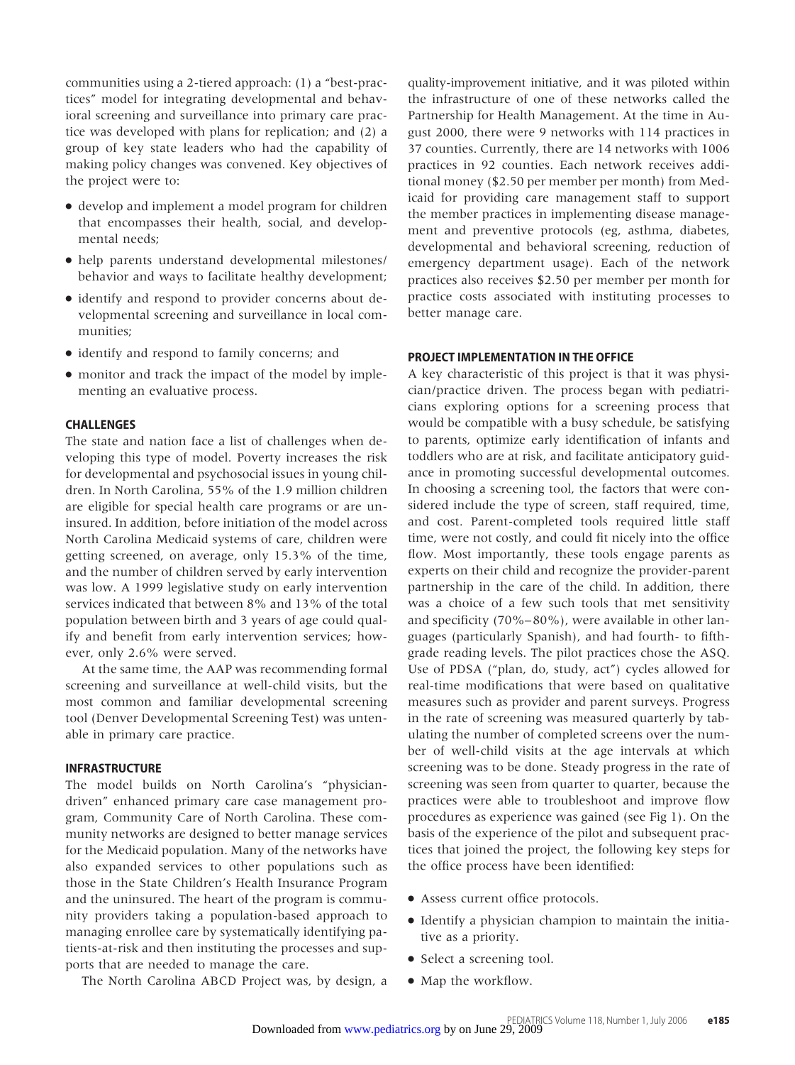communities using a 2-tiered approach: (1) a "best-practices" model for integrating developmental and behavioral screening and surveillance into primary care practice was developed with plans for replication; and (2) a group of key state leaders who had the capability of making policy changes was convened. Key objectives of the project were to:

- develop and implement a model program for children that encompasses their health, social, and developmental needs;
- help parents understand developmental milestones/behavior and ways to facilitate healthy development;
- identify and respond to provider concerns about developmental screening and surveillance in local communities;
- identify and respond to family concerns; and
- monitor and track the impact of the model by implementing an evaluative process.

## CHALLENGES

The state and nation face a list of challenges when developing this type of model. Poverty increases the risk for developmental and psychosocial issues in young children. In North Carolina, 55% of the 1.9 million children are eligible for special health care programs or are uninsured. In addition, before initiation of the model across North Carolina Medicaid systems of care, children were getting screened, on average, only 15.3% of the time, and the number of children served by early intervention was low. A 1999 legislative study on early intervention services indicated that between 8% and 13% of the total population between birth and 3 years of age could qualify and benefit from early intervention services; however, only 2.6% were served.

At the same time, the AAP was recommending formal screening and surveillance at well-child visits, but the most common and familiar developmental screening tool (Denver Developmental Screening Test) was untenable in primary care practice.

## INFRASTRUCTURE

The model builds on North Carolina's "physician-driven" enhanced primary care case management program, Community Care of North Carolina. These community networks are designed to better manage services for the Medicaid population. Many of the networks have also expanded services to other populations such as those in the State Children's Health Insurance Program and the uninsured. The heart of the program is community providers taking a population-based approach to managing enrollee care by systematically identifying patients-at-risk and then instituting the processes and supports that are needed to manage the care.

The North Carolina ABCD Project was, by design, a quality-improvement initiative, and it was piloted within the infrastructure of one of these networks called the Partnership for Health Management. At the time in August 2000, there were 9 networks with 114 practices in 37 counties. Currently, there are 14 networks with 1006 practices in 92 counties. Each network receives additional money ($2.50 per member per month) from Medicaid for providing care management staff to support the member practices in implementing disease management and preventive protocols (eg, asthma, diabetes, developmental and behavioral screening, reduction of emergency department usage). Each of the network practices also receives $2.50 per member per month for practice costs associated with instituting processes to better manage care.

## PROJECT IMPLEMENTATION IN THE OFFICE

A key characteristic of this project is that it was physician/practice driven. The process began with pediatricians exploring options for a screening process that would be compatible with a busy schedule, be satisfying to parents, optimize early identification of infants and toddlers who are at risk, and facilitate anticipatory guidance in promoting successful developmental outcomes. In choosing a screening tool, the factors that were considered include the type of screen, staff required, time, and cost. Parent-completed tools required little staff time, were not costly, and could fit nicely into the office flow. Most importantly, these tools engage parents as experts on their child and recognize the provider-parent partnership in the care of the child. In addition, there was a choice of a few such tools that met sensitivity and specificity (70%–80%), were available in other languages (particularly Spanish), and had fourth- to fifth-grade reading levels. The pilot practices chose the ASQ. Use of PDSA ("plan, do, study, act") cycles allowed for real-time modifications that were based on qualitative measures such as provider and parent surveys. Progress in the rate of screening was measured quarterly by tabulating the number of completed screens over the number of well-child visits at the age intervals at which screening was to be done. Steady progress in the rate of screening was seen from quarter to quarter, because the practices were able to troubleshoot and improve flow procedures as experience was gained (see Fig 1). On the basis of the experience of the pilot and subsequent practices that joined the project, the following key steps for the office process have been identified:

- Assess current office protocols.
- Identify a physician champion to maintain the initiative as a priority.
- Select a screening tool.
- Map the workflow.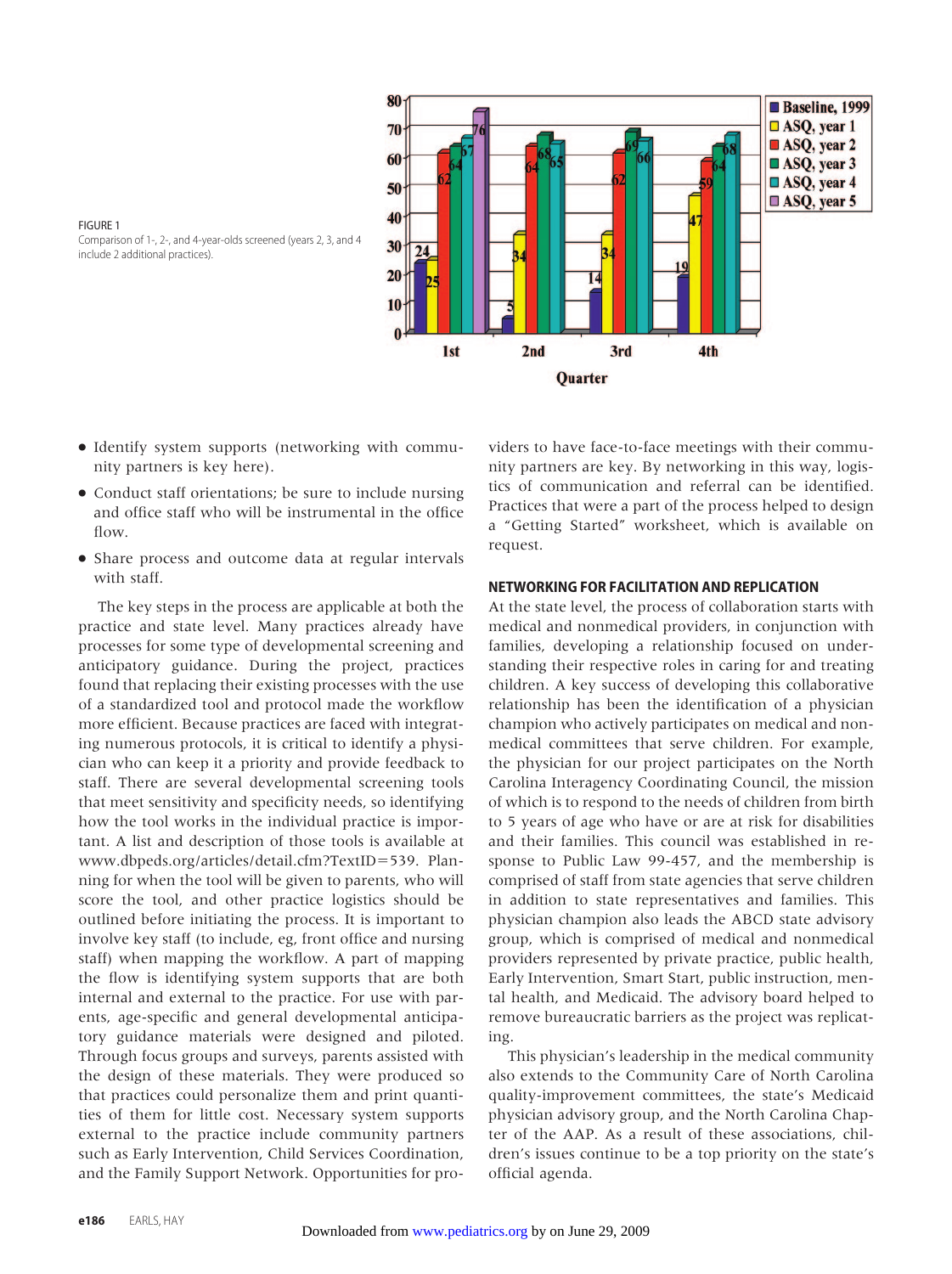FIGURE 1
Comparison of 1-, 2-, and 4-year-olds screened (years 2, 3, and 4 include 2 additional practices).

- Identify system supports (networking with community partners is key here).
- Conduct staff orientations; be sure to include nursing and office staff who will be instrumental in the office flow.
- Share process and outcome data at regular intervals with staff.

The key steps in the process are applicable at both the practice and state level. Many practices already have processes for some type of developmental screening and anticipatory guidance. During the project, practices found that replacing their existing processes with the use of a standardized tool and protocol made the workflow more efficient. Because practices are faced with integrating numerous protocols, it is critical to identify a physician who can keep it a priority and provide feedback to staff. There are several developmental screening tools that meet sensitivity and specificity needs, so identifying how the tool works in the individual practice is important. A list and description of those tools is available at www.dbpeds.org/articles/detail.cfm?TextID=539. Planning for when the tool will be given to parents, who will score the tool, and other practice logistics should be outlined before initiating the process. It is important to involve key staff (to include, eg, front office and nursing staff) when mapping the workflow. A part of mapping the flow is identifying system supports that are both internal and external to the practice. For use with parents, age-specific and general developmental anticipatory guidance materials were designed and piloted. Through focus groups and surveys, parents assisted with the design of these materials. They were produced so that practices could personalize them and print quantities of them for little cost. Necessary system supports external to the practice include community partners such as Early Intervention, Child Services Coordination, and the Family Support Network. Opportunities for providers to have face-to-face meetings with their community partners are key. By networking in this way, logistics of communication and referral can be identified. Practices that were a part of the process helped to design a "Getting Started" worksheet, which is available on request.

## NETWORKING FOR FACILITATION AND REPLICATION

At the state level, the process of collaboration starts with medical and nonmedical providers, in conjunction with families, developing a relationship focused on understanding their respective roles in caring for and treating children. A key success of developing this collaborative relationship has been the identification of a physician champion who actively participates on medical and nonmedical committees that serve children. For example, the physician for our project participates on the North Carolina Interagency Coordinating Council, the mission of which is to respond to the needs of children from birth to 5 years of age who have or are at risk for disabilities and their families. This council was established in response to Public Law 99-457, and the membership is comprised of staff from state agencies that serve children in addition to state representatives and families. This physician champion also leads the ABCD state advisory group, which is comprised of medical and nonmedical providers represented by private practice, public health, Early Intervention, Smart Start, public instruction, mental health, and Medicaid. The advisory board helped to remove bureaucratic barriers as the project was replicating.

This physician's leadership in the medical community also extends to the Community Care of North Carolina quality-improvement committees, the state's Medicaid physician advisory group, and the North Carolina Chapter of the AAP. As a result of these associations, children's issues continue to be a top priority on the state's official agenda.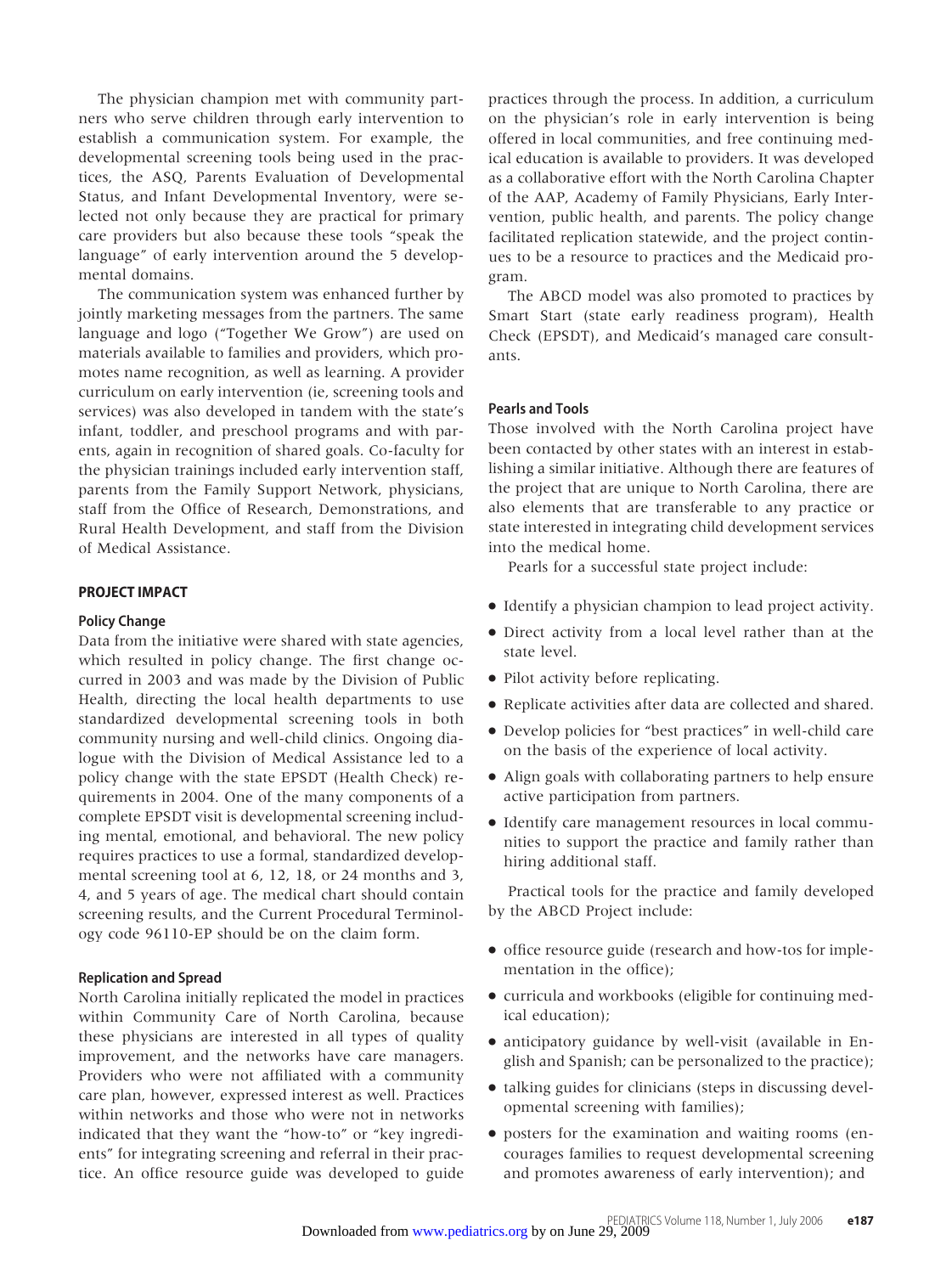The physician champion met with community partners who serve children through early intervention to establish a communication system. For example, the developmental screening tools being used in the practices, the ASQ, Parents Evaluation of Developmental Status, and Infant Developmental Inventory, were selected not only because they are practical for primary care providers but also because these tools "speak the language" of early intervention around the 5 developmental domains.

The communication system was enhanced further by jointly marketing messages from the partners. The same language and logo ("Together We Grow") are used on materials available to families and providers, which promotes name recognition, as well as learning. A provider curriculum on early intervention (ie, screening tools and services) was also developed in tandem with the state's infant, toddler, and preschool programs and with parents, again in recognition of shared goals. Co-faculty for the physician trainings included early intervention staff, parents from the Family Support Network, physicians, staff from the Office of Research, Demonstrations, and Rural Health Development, and staff from the Division of Medical Assistance.

## PROJECT IMPACT

### Policy Change

Data from the initiative were shared with state agencies, which resulted in policy change. The first change occurred in 2003 and was made by the Division of Public Health, directing the local health departments to use standardized developmental screening tools in both community nursing and well-child clinics. Ongoing dialogue with the Division of Medical Assistance led to a policy change with the state EPSDT (Health Check) requirements in 2004. One of the many components of a complete EPSDT visit is developmental screening including mental, emotional, and behavioral. The new policy requires practices to use a formal, standardized developmental screening tool at 6, 12, 18, or 24 months and 3, 4, and 5 years of age. The medical chart should contain screening results, and the Current Procedural Terminology code 96110-EP should be on the claim form.

### Replication and Spread

North Carolina initially replicated the model in practices within Community Care of North Carolina, because these physicians are interested in all types of quality improvement, and the networks have care managers. Providers who were not affiliated with a community care plan, however, expressed interest as well. Practices within networks and those who were not in networks indicated that they want the "how-to" or "key ingredients" for integrating screening and referral in their practice. An office resource guide was developed to guide practices through the process. In addition, a curriculum on the physician's role in early intervention is being offered in local communities, and free continuing medical education is available to providers. It was developed as a collaborative effort with the North Carolina Chapter of the AAP, Academy of Family Physicians, Early Intervention, public health, and parents. The policy change facilitated replication statewide, and the project continues to be a resource to practices and the Medicaid program.

The ABCD model was also promoted to practices by Smart Start (state early readiness program), Health Check (EPSDT), and Medicaid's managed care consultants.

### Pearls and Tools

Those involved with the North Carolina project have been contacted by other states with an interest in establishing a similar initiative. Although there are features of the project that are unique to North Carolina, there are also elements that are transferable to any practice or state interested in integrating child development services into the medical home.

Pearls for a successful state project include:

- Identify a physician champion to lead project activity.
- Direct activity from a local level rather than at the state level.
- Pilot activity before replicating.
- Replicate activities after data are collected and shared.
- Develop policies for "best practices" in well-child care on the basis of the experience of local activity.
- Align goals with collaborating partners to help ensure active participation from partners.
- Identify care management resources in local communities to support the practice and family rather than hiring additional staff.

Practical tools for the practice and family developed by the ABCD Project include:

- office resource guide (research and how-tos for implementation in the office);
- curricula and workbooks (eligible for continuing medical education);
- anticipatory guidance by well-visit (available in English and Spanish; can be personalized to the practice);
- talking guides for clinicians (steps in discussing developmental screening with families);
- posters for the examination and waiting rooms (encourages families to request developmental screening and promotes awareness of early intervention); and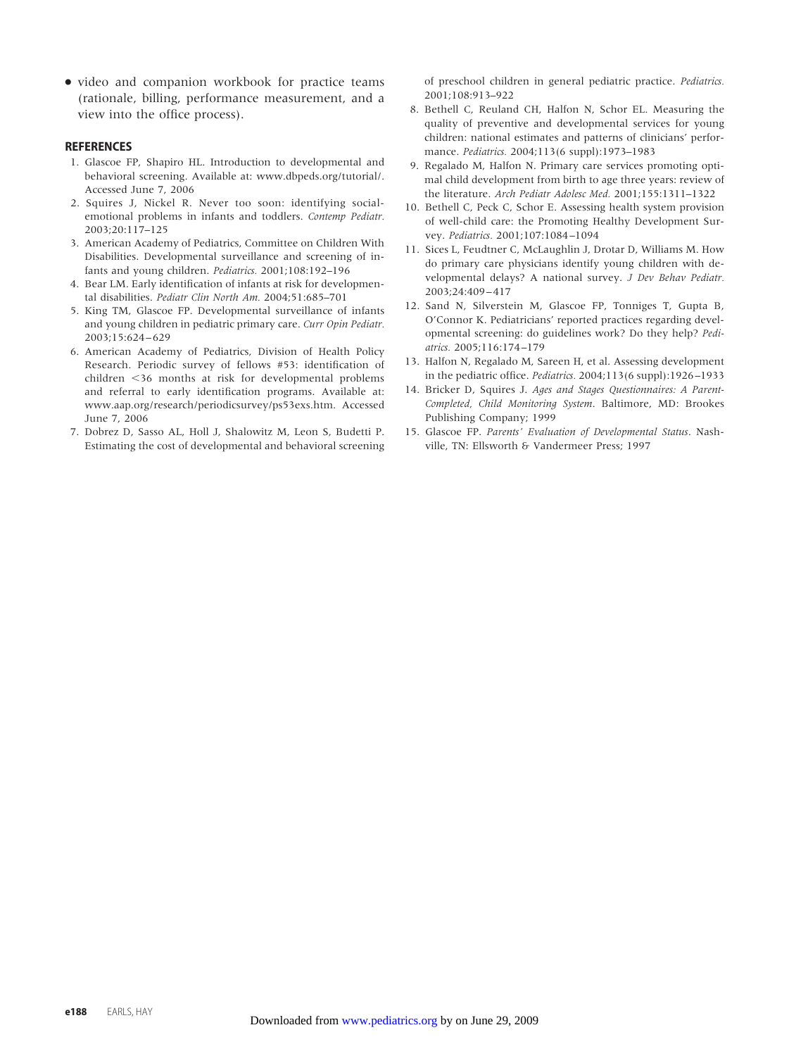- video and companion workbook for practice teams (rationale, billing, performance measurement, and a view into the office process).

## REFERENCES

1. Glascoe FP, Shapiro HL. Introduction to developmental and behavioral screening. Available at: www.dbpeds.org/tutorial/. Accessed June 7, 2006
2. Squires J, Nickel R. Never too soon: identifying social-emotional problems in infants and toddlers. *Contemp Pediatr.* 2003;20:117–125
3. American Academy of Pediatrics, Committee on Children With Disabilities. Developmental surveillance and screening of infants and young children. *Pediatrics.* 2001;108:192–196
4. Bear LM. Early identification of infants at risk for developmental disabilities. *Pediatr Clin North Am.* 2004;51:685–701
5. King TM, Glascoe FP. Developmental surveillance of infants and young children in pediatric primary care. *Curr Opin Pediatr.* 2003;15:624–629
6. American Academy of Pediatrics, Division of Health Policy Research. Periodic survey of fellows #53: identification of children <36 months at risk for developmental problems and referral to early identification programs. Available at: www.aap.org/research/periodicsurvey/ps53exs.htm. Accessed June 7, 2006
7. Dobrez D, Sasso AL, Holl J, Shalowitz M, Leon S, Budetti P. Estimating the cost of developmental and behavioral screening of preschool children in general pediatric practice. *Pediatrics.* 2001;108:913–922
8. Bethell C, Reuland CH, Halfon N, Schor EL. Measuring the quality of preventive and developmental services for young children: national estimates and patterns of clinicians' performance. *Pediatrics.* 2004;113(6 suppl):1973–1983
9. Regalado M, Halfon N. Primary care services promoting optimal child development from birth to age three years: review of the literature. *Arch Pediatr Adolesc Med.* 2001;155:1311–1322
10. Bethell C, Peck C, Schor E. Assessing health system provision of well-child care: the Promoting Healthy Development Survey. *Pediatrics.* 2001;107:1084–1094
11. Sices L, Feudtner C, McLaughlin J, Drotar D, Williams M. How do primary care physicians identify young children with developmental delays? A national survey. *J Dev Behav Pediatr.* 2003;24:409–417
12. Sand N, Silverstein M, Glascoe FP, Tonniges T, Gupta B, O'Connor K. Pediatricians' reported practices regarding developmental screening: do guidelines work? Do they help? *Pediatrics.* 2005;116:174–179
13. Halfon N, Regalado M, Sareen H, et al. Assessing development in the pediatric office. *Pediatrics.* 2004;113(6 suppl):1926–1933
14. Bricker D, Squires J. *Ages and Stages Questionnaires: A Parent-Completed, Child Monitoring System*. Baltimore, MD: Brookes Publishing Company; 1999
15. Glascoe FP. *Parents' Evaluation of Developmental Status*. Nashville, TN: Ellsworth & Vandermeer Press; 1997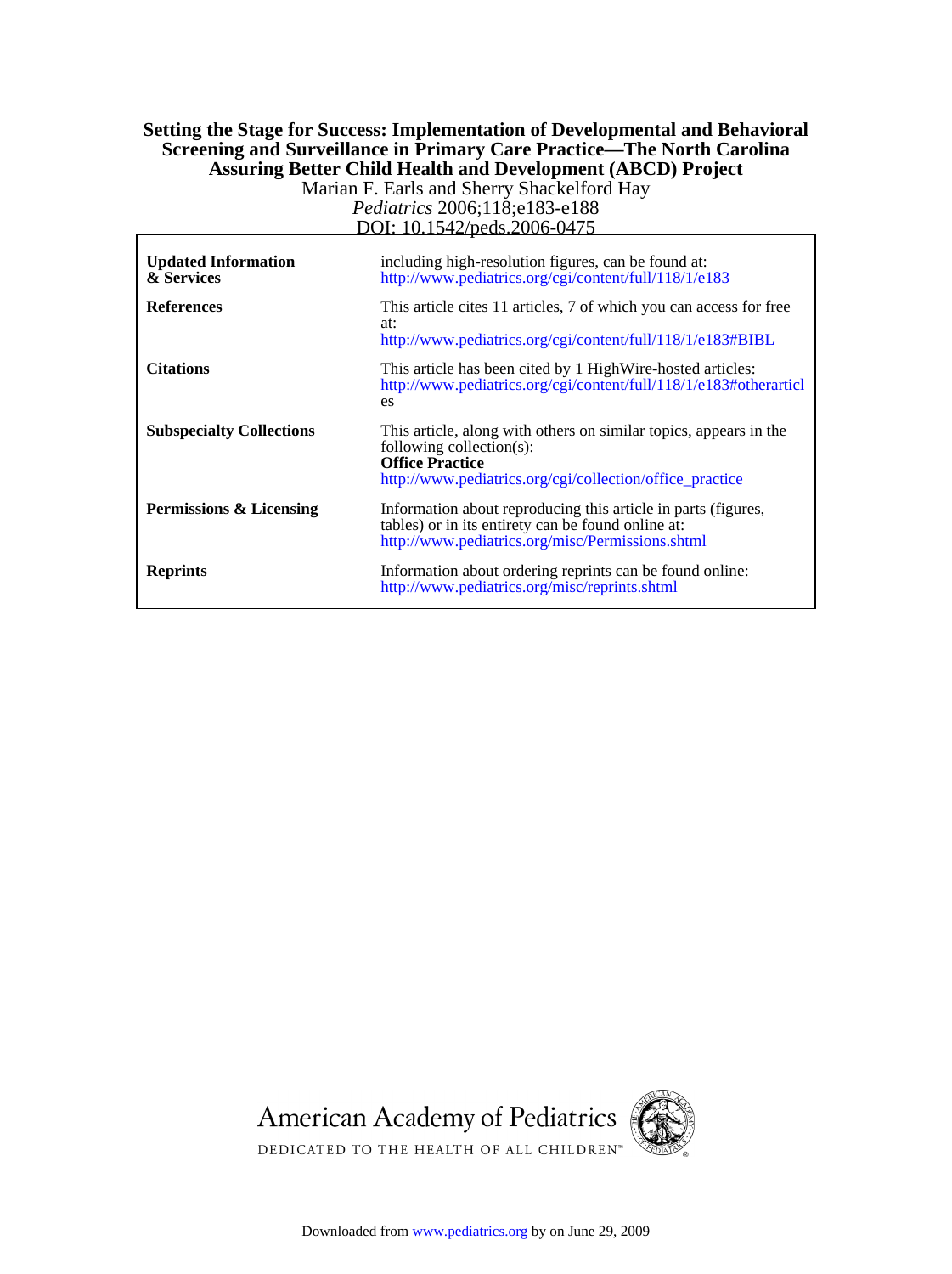# Setting the Stage for Success: Implementation of Developmental and Behavioral Screening and Surveillance in Primary Care Practice—The North Carolina Assuring Better Child Health and Development (ABCD) Project

Marian F. Earls and Sherry Shackelford Hay

*Pediatrics* 2006;118;e183-e188

DOI: 10.1542/peds.2006-0475

| | |
|---|---|
| **Updated Information & Services** | including high-resolution figures, can be found at: http://www.pediatrics.org/cgi/content/full/118/1/e183 |
| **References** | This article cites 11 articles, 7 of which you can access for free at: http://www.pediatrics.org/cgi/content/full/118/1/e183#BIBL |
| **Citations** | This article has been cited by 1 HighWire-hosted articles: http://www.pediatrics.org/cgi/content/full/118/1/e183#otherarticles |
| **Subspecialty Collections** | This article, along with others on similar topics, appears in the following collection(s): **Office Practice** http://www.pediatrics.org/cgi/collection/office_practice |
| **Permissions & Licensing** | Information about reproducing this article in parts (figures, tables) or in its entirety can be found online at: http://www.pediatrics.org/misc/Permissions.shtml |
| **Reprints** | Information about ordering reprints can be found online: http://www.pediatrics.org/misc/reprints.shtml |

American Academy of Pediatrics

DEDICATED TO THE HEALTH OF ALL CHILDREN™

Downloaded from www.pediatrics.org by on June 29, 2009